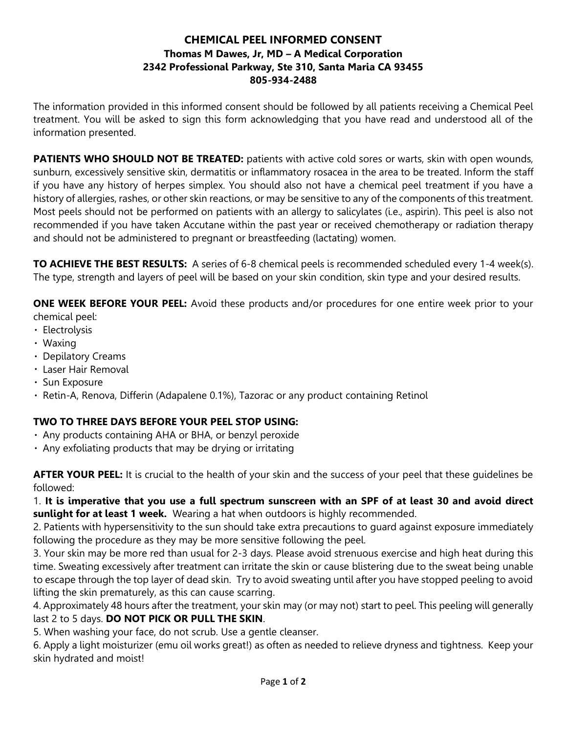# CHEMICAL PEEL INFORMED CONSENT

**Thomas M Dawes, Jr, MD – A Medical Corporation**
**2342 Professional Parkway, Ste 310, Santa Maria CA 93455**
**805-934-2488**

The information provided in this informed consent should be followed by all patients receiving a Chemical Peel treatment. You will be asked to sign this form acknowledging that you have read and understood all of the information presented.

**PATIENTS WHO SHOULD NOT BE TREATED:** patients with active cold sores or warts, skin with open wounds, sunburn, excessively sensitive skin, dermatitis or inflammatory rosacea in the area to be treated. Inform the staff if you have any history of herpes simplex. You should also not have a chemical peel treatment if you have a history of allergies, rashes, or other skin reactions, or may be sensitive to any of the components of this treatment. Most peels should not be performed on patients with an allergy to salicylates (i.e., aspirin). This peel is also not recommended if you have taken Accutane within the past year or received chemotherapy or radiation therapy and should not be administered to pregnant or breastfeeding (lactating) women.

**TO ACHIEVE THE BEST RESULTS:** A series of 6-8 chemical peels is recommended scheduled every 1-4 week(s). The type, strength and layers of peel will be based on your skin condition, skin type and your desired results.

**ONE WEEK BEFORE YOUR PEEL:** Avoid these products and/or procedures for one entire week prior to your chemical peel:

- Electrolysis
- Waxing
- Depilatory Creams
- Laser Hair Removal
- Sun Exposure
- Retin-A, Renova, Differin (Adapalene 0.1%), Tazorac or any product containing Retinol

**TWO TO THREE DAYS BEFORE YOUR PEEL STOP USING:**

- Any products containing AHA or BHA, or benzyl peroxide
- Any exfoliating products that may be drying or irritating

**AFTER YOUR PEEL:** It is crucial to the health of your skin and the success of your peel that these guidelines be followed:

1. **It is imperative that you use a full spectrum sunscreen with an SPF of at least 30 and avoid direct sunlight for at least 1 week.** Wearing a hat when outdoors is highly recommended.
2. Patients with hypersensitivity to the sun should take extra precautions to guard against exposure immediately following the procedure as they may be more sensitive following the peel.
3. Your skin may be more red than usual for 2-3 days. Please avoid strenuous exercise and high heat during this time. Sweating excessively after treatment can irritate the skin or cause blistering due to the sweat being unable to escape through the top layer of dead skin. Try to avoid sweating until after you have stopped peeling to avoid lifting the skin prematurely, as this can cause scarring.
4. Approximately 48 hours after the treatment, your skin may (or may not) start to peel. This peeling will generally last 2 to 5 days. **DO NOT PICK OR PULL THE SKIN**.
5. When washing your face, do not scrub. Use a gentle cleanser.
6. Apply a light moisturizer (emu oil works great!) as often as needed to relieve dryness and tightness. Keep your skin hydrated and moist!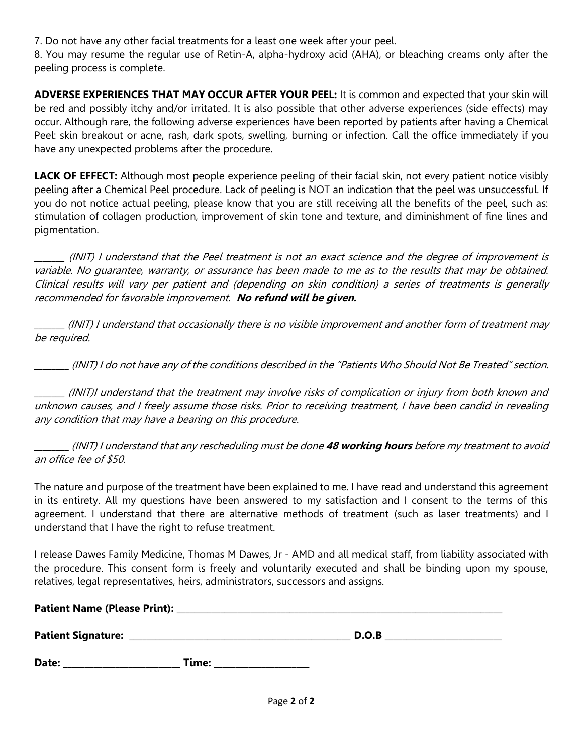7. Do not have any other facial treatments for a least one week after your peel.
8. You may resume the regular use of Retin-A, alpha-hydroxy acid (AHA), or bleaching creams only after the peeling process is complete.

**ADVERSE EXPERIENCES THAT MAY OCCUR AFTER YOUR PEEL:** It is common and expected that your skin will be red and possibly itchy and/or irritated. It is also possible that other adverse experiences (side effects) may occur. Although rare, the following adverse experiences have been reported by patients after having a Chemical Peel: skin breakout or acne, rash, dark spots, swelling, burning or infection. Call the office immediately if you have any unexpected problems after the procedure.

**LACK OF EFFECT:** Although most people experience peeling of their facial skin, not every patient notice visibly peeling after a Chemical Peel procedure. Lack of peeling is NOT an indication that the peel was unsuccessful. If you do not notice actual peeling, please know that you are still receiving all the benefits of the peel, such as: stimulation of collagen production, improvement of skin tone and texture, and diminishment of fine lines and pigmentation.

_______ *(INIT) I understand that the Peel treatment is not an exact science and the degree of improvement is variable. No guarantee, warranty, or assurance has been made to me as to the results that may be obtained. Clinical results will vary per patient and (depending on skin condition) a series of treatments is generally recommended for favorable improvement.* ***No refund will be given.***

_______ *(INIT) I understand that occasionally there is no visible improvement and another form of treatment may be required.*

________ *(INIT) I do not have any of the conditions described in the "Patients Who Should Not Be Treated" section.*

_______ *(INIT)I understand that the treatment may involve risks of complication or injury from both known and unknown causes, and I freely assume those risks. Prior to receiving treatment, I have been candid in revealing any condition that may have a bearing on this procedure.*

________ *(INIT) I understand that any rescheduling must be done* ***48 working hours*** *before my treatment to avoid an office fee of $50.*

The nature and purpose of the treatment have been explained to me. I have read and understand this agreement in its entirety. All my questions have been answered to my satisfaction and I consent to the terms of this agreement. I understand that there are alternative methods of treatment (such as laser treatments) and I understand that I have the right to refuse treatment.

I release Dawes Family Medicine, Thomas M Dawes, Jr - AMD and all medical staff, from liability associated with the procedure. This consent form is freely and voluntarily executed and shall be binding upon my spouse, relatives, legal representatives, heirs, administrators, successors and assigns.

**Patient Name (Please Print):** ____________________________________________

**Patient Signature:** ______________________________ **D.O.B** ________________

**Date:** ________________ **Time:** ______________